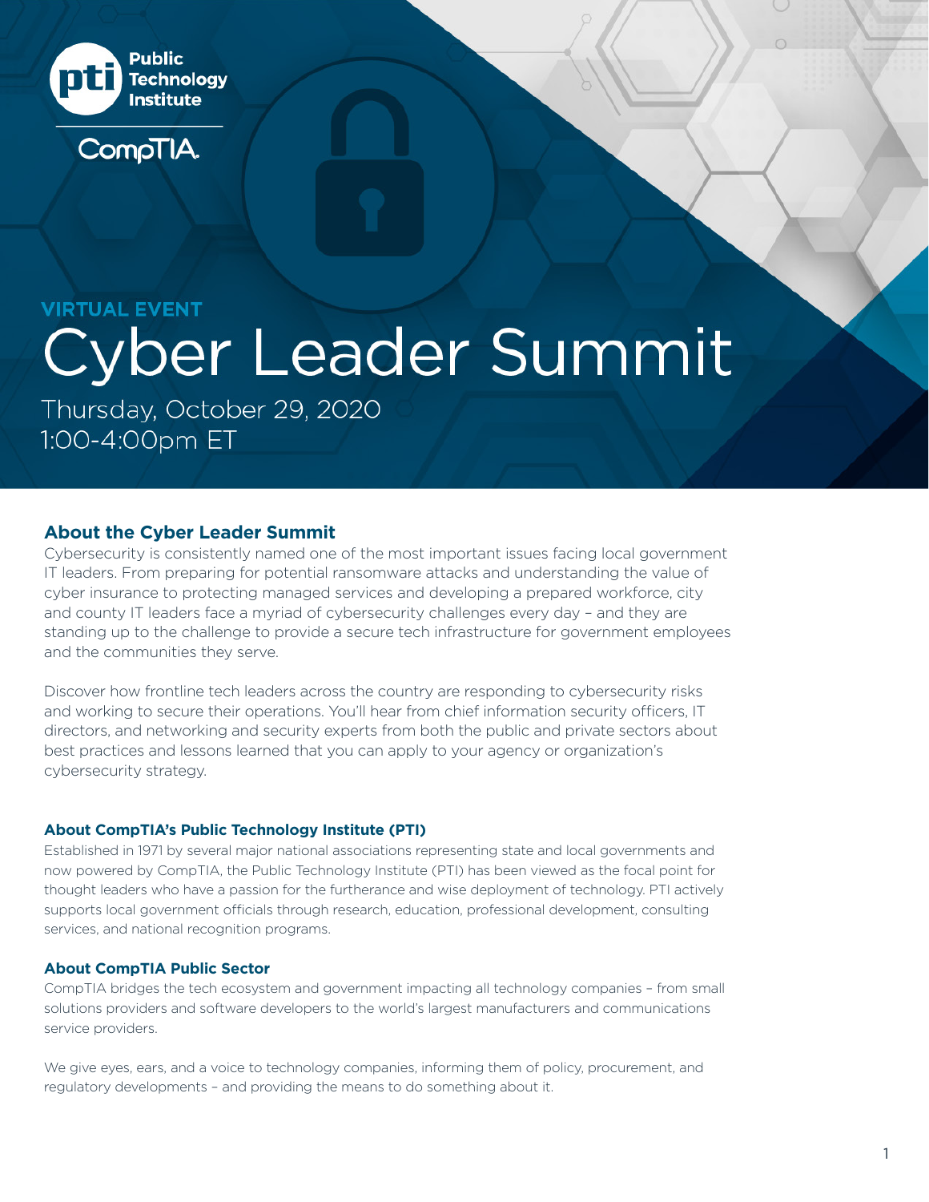Public Technology Institute

CompTIA.

VIRTUAL EVENT

# Cyber Leader Summit

Thursday, October 29, 2020
1:00-4:00pm ET

## About the Cyber Leader Summit

Cybersecurity is consistently named one of the most important issues facing local government IT leaders. From preparing for potential ransomware attacks and understanding the value of cyber insurance to protecting managed services and developing a prepared workforce, city and county IT leaders face a myriad of cybersecurity challenges every day – and they are standing up to the challenge to provide a secure tech infrastructure for government employees and the communities they serve.

Discover how frontline tech leaders across the country are responding to cybersecurity risks and working to secure their operations. You'll hear from chief information security officers, IT directors, and networking and security experts from both the public and private sectors about best practices and lessons learned that you can apply to your agency or organization's cybersecurity strategy.

### About CompTIA's Public Technology Institute (PTI)

Established in 1971 by several major national associations representing state and local governments and now powered by CompTIA, the Public Technology Institute (PTI) has been viewed as the focal point for thought leaders who have a passion for the furtherance and wise deployment of technology. PTI actively supports local government officials through research, education, professional development, consulting services, and national recognition programs.

### About CompTIA Public Sector

CompTIA bridges the tech ecosystem and government impacting all technology companies – from small solutions providers and software developers to the world's largest manufacturers and communications service providers.

We give eyes, ears, and a voice to technology companies, informing them of policy, procurement, and regulatory developments – and providing the means to do something about it.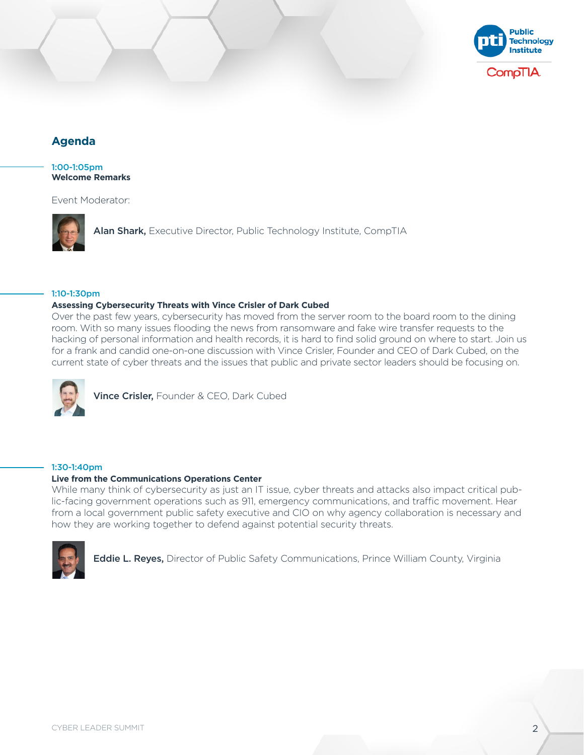## Agenda

**1:00-1:05pm**
**Welcome Remarks**

Event Moderator:

**Alan Shark,** Executive Director, Public Technology Institute, CompTIA

**1:10-1:30pm**
**Assessing Cybersecurity Threats with Vince Crisler of Dark Cubed**

Over the past few years, cybersecurity has moved from the server room to the board room to the dining room. With so many issues flooding the news from ransomware and fake wire transfer requests to the hacking of personal information and health records, it is hard to find solid ground on where to start. Join us for a frank and candid one-on-one discussion with Vince Crisler, Founder and CEO of Dark Cubed, on the current state of cyber threats and the issues that public and private sector leaders should be focusing on.

**Vince Crisler,** Founder & CEO, Dark Cubed

**1:30-1:40pm**
**Live from the Communications Operations Center**

While many think of cybersecurity as just an IT issue, cyber threats and attacks also impact critical public-facing government operations such as 911, emergency communications, and traffic movement. Hear from a local government public safety executive and CIO on why agency collaboration is necessary and how they are working together to defend against potential security threats.

**Eddie L. Reyes,** Director of Public Safety Communications, Prince William County, Virginia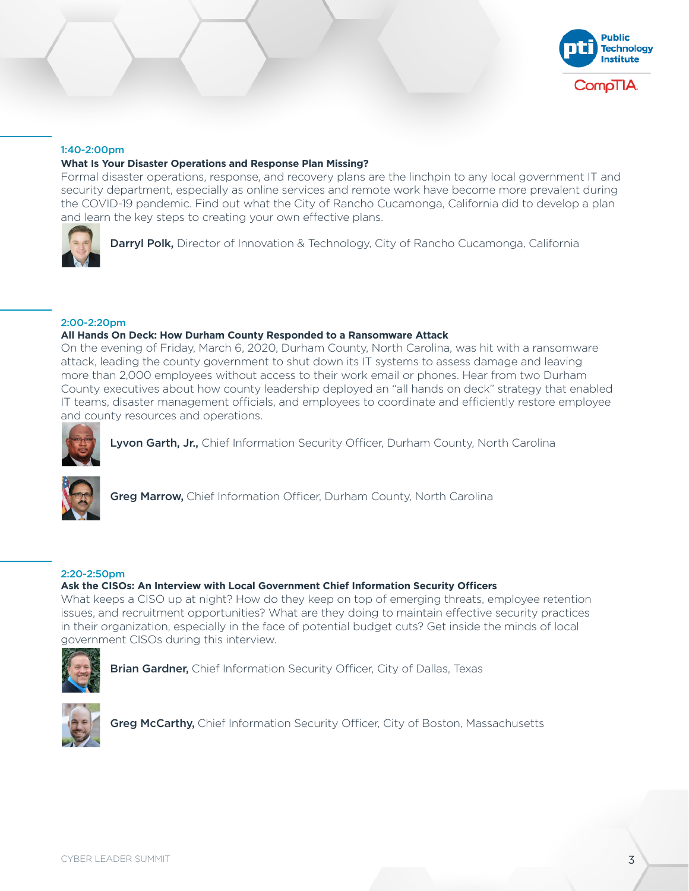**1:40-2:00pm**

**What Is Your Disaster Operations and Response Plan Missing?**

Formal disaster operations, response, and recovery plans are the linchpin to any local government IT and security department, especially as online services and remote work have become more prevalent during the COVID-19 pandemic. Find out what the City of Rancho Cucamonga, California did to develop a plan and learn the key steps to creating your own effective plans.

**Darryl Polk,** Director of Innovation & Technology, City of Rancho Cucamonga, California

**2:00-2:20pm**

**All Hands On Deck: How Durham County Responded to a Ransomware Attack**

On the evening of Friday, March 6, 2020, Durham County, North Carolina, was hit with a ransomware attack, leading the county government to shut down its IT systems to assess damage and leaving more than 2,000 employees without access to their work email or phones. Hear from two Durham County executives about how county leadership deployed an "all hands on deck" strategy that enabled IT teams, disaster management officials, and employees to coordinate and efficiently restore employee and county resources and operations.

**Lyvon Garth, Jr.,** Chief Information Security Officer, Durham County, North Carolina

**Greg Marrow,** Chief Information Officer, Durham County, North Carolina

**2:20-2:50pm**

**Ask the CISOs: An Interview with Local Government Chief Information Security Officers**

What keeps a CISO up at night? How do they keep on top of emerging threats, employee retention issues, and recruitment opportunities? What are they doing to maintain effective security practices in their organization, especially in the face of potential budget cuts? Get inside the minds of local government CISOs during this interview.

**Brian Gardner,** Chief Information Security Officer, City of Dallas, Texas

**Greg McCarthy,** Chief Information Security Officer, City of Boston, Massachusetts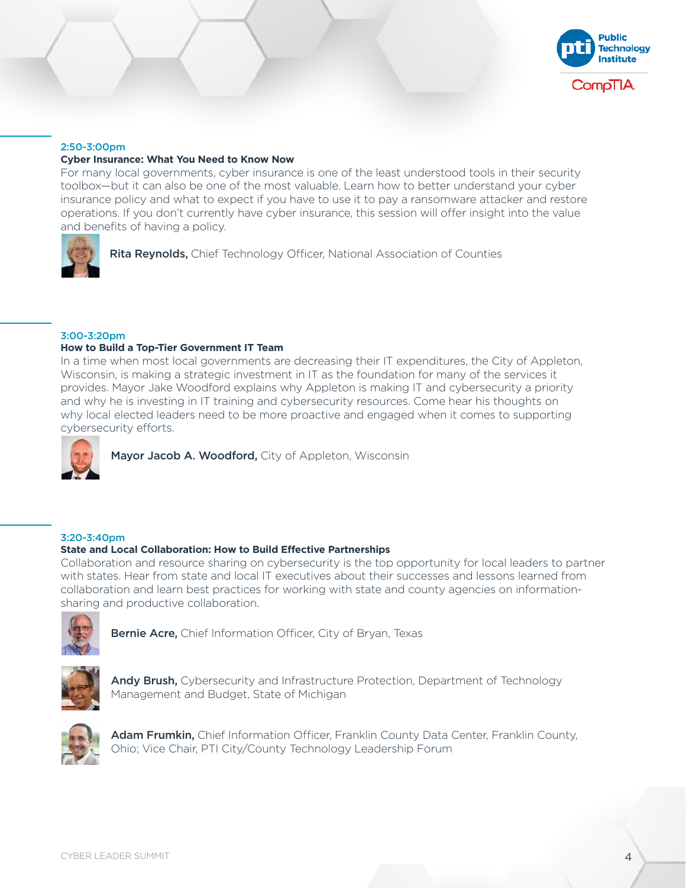2:50-3:00pm

**Cyber Insurance: What You Need to Know Now**

For many local governments, cyber insurance is one of the least understood tools in their security toolbox—but it can also be one of the most valuable. Learn how to better understand your cyber insurance policy and what to expect if you have to use it to pay a ransomware attacker and restore operations. If you don't currently have cyber insurance, this session will offer insight into the value and benefits of having a policy.

**Rita Reynolds,** Chief Technology Officer, National Association of Counties

3:00-3:20pm

**How to Build a Top-Tier Government IT Team**

In a time when most local governments are decreasing their IT expenditures, the City of Appleton, Wisconsin, is making a strategic investment in IT as the foundation for many of the services it provides. Mayor Jake Woodford explains why Appleton is making IT and cybersecurity a priority and why he is investing in IT training and cybersecurity resources. Come hear his thoughts on why local elected leaders need to be more proactive and engaged when it comes to supporting cybersecurity efforts.

**Mayor Jacob A. Woodford,** City of Appleton, Wisconsin

3:20-3:40pm

**State and Local Collaboration: How to Build Effective Partnerships**

Collaboration and resource sharing on cybersecurity is the top opportunity for local leaders to partner with states. Hear from state and local IT executives about their successes and lessons learned from collaboration and learn best practices for working with state and county agencies on information-sharing and productive collaboration.

**Bernie Acre,** Chief Information Officer, City of Bryan, Texas

**Andy Brush,** Cybersecurity and Infrastructure Protection, Department of Technology Management and Budget, State of Michigan

**Adam Frumkin,** Chief Information Officer, Franklin County Data Center, Franklin County, Ohio; Vice Chair, PTI City/County Technology Leadership Forum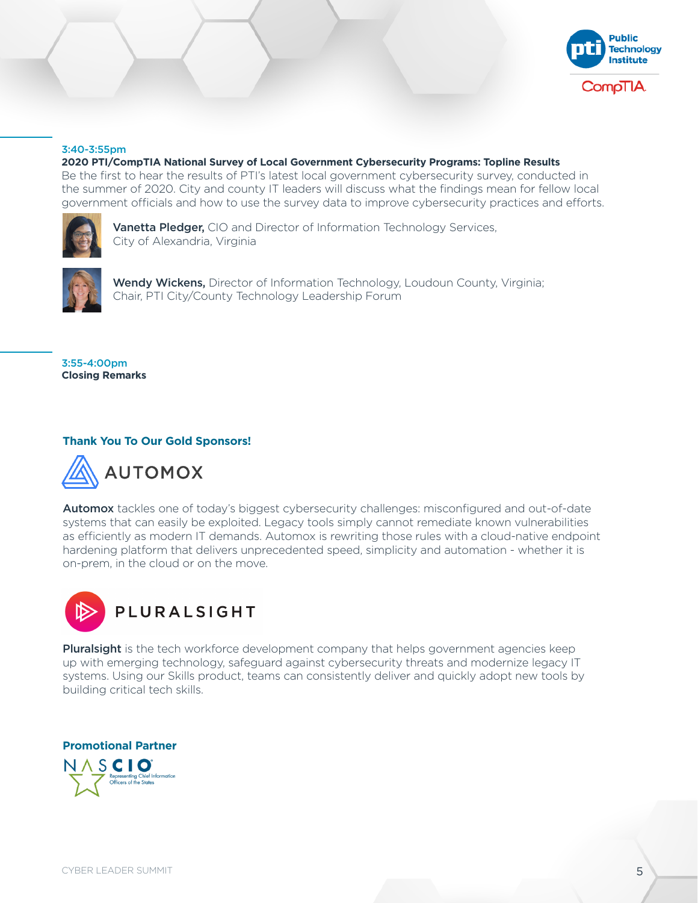3:40-3:55pm

**2020 PTI/CompTIA National Survey of Local Government Cybersecurity Programs: Topline Results**

Be the first to hear the results of PTI's latest local government cybersecurity survey, conducted in the summer of 2020. City and county IT leaders will discuss what the findings mean for fellow local government officials and how to use the survey data to improve cybersecurity practices and efforts.

**Vanetta Pledger,** CIO and Director of Information Technology Services, City of Alexandria, Virginia

**Wendy Wickens,** Director of Information Technology, Loudoun County, Virginia; Chair, PTI City/County Technology Leadership Forum

3:55-4:00pm

**Closing Remarks**

## Thank You To Our Gold Sponsors!

AUTOMOX

**Automox** tackles one of today's biggest cybersecurity challenges: misconfigured and out-of-date systems that can easily be exploited. Legacy tools simply cannot remediate known vulnerabilities as efficiently as modern IT demands. Automox is rewriting those rules with a cloud-native endpoint hardening platform that delivers unprecedented speed, simplicity and automation - whether it is on-prem, in the cloud or on the move.

PLURALSIGHT

**Pluralsight** is the tech workforce development company that helps government agencies keep up with emerging technology, safeguard against cybersecurity threats and modernize legacy IT systems. Using our Skills product, teams can consistently deliver and quickly adopt new tools by building critical tech skills.

## Promotional Partner

NASCIO
Representing Chief Information Officers of the States